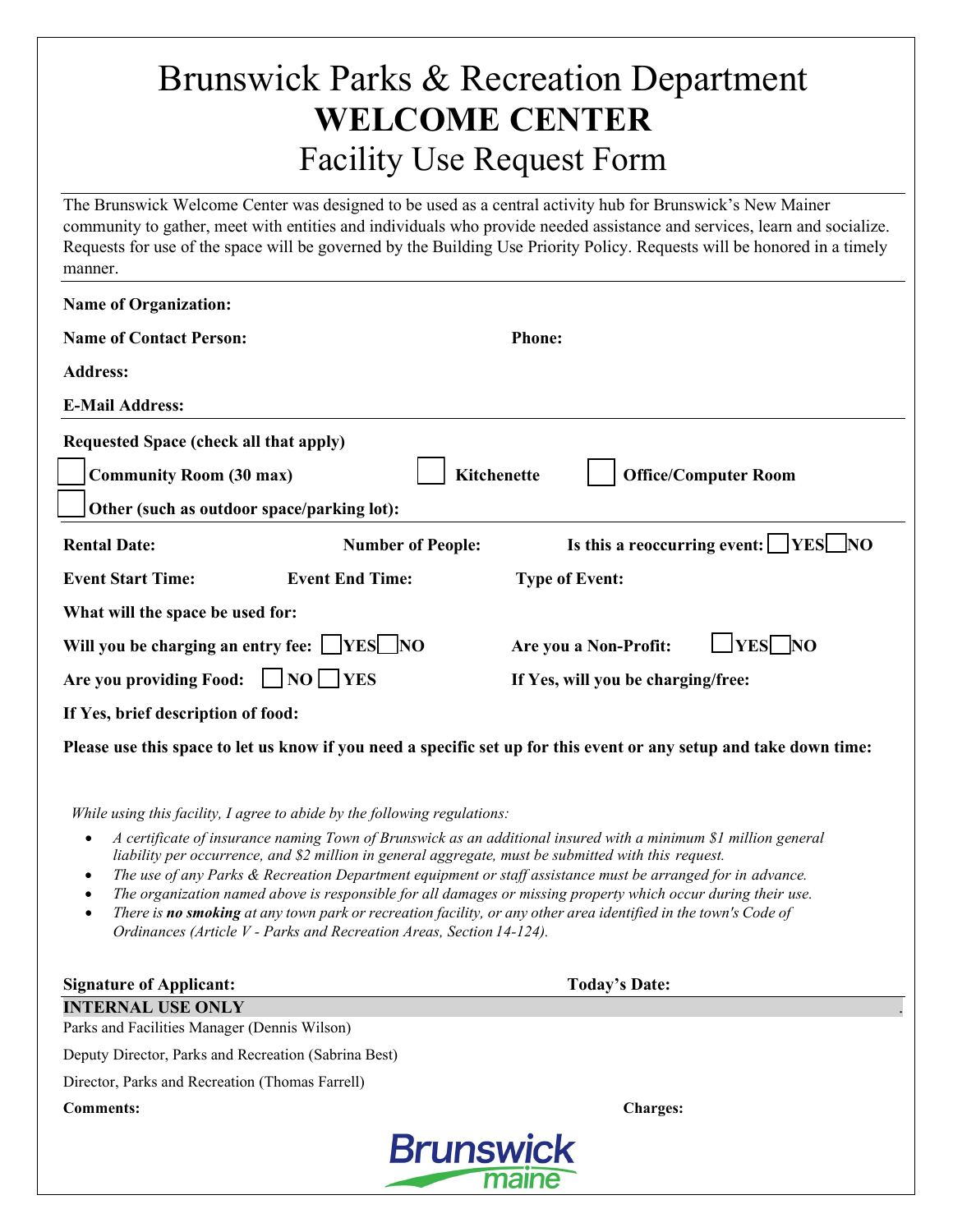# Brunswick Parks & Recreation Department
# WELCOME CENTER
## Facility Use Request Form

The Brunswick Welcome Center was designed to be used as a central activity hub for Brunswick's New Mainer community to gather, meet with entities and individuals who provide needed assistance and services, learn and socialize. Requests for use of the space will be governed by the Building Use Priority Policy. Requests will be honored in a timely manner.

**Name of Organization:**

**Name of Contact Person:** **Phone:**

**Address:**

**E-Mail Address:**

**Requested Space (check all that apply)**

☐ **Community Room (30 max)** ☐ **Kitchenette** ☐ **Office/Computer Room**

☐ **Other (such as outdoor space/parking lot):**

**Rental Date:** **Number of People:** **Is this a reoccurring event:** ☐ **YES** ☐ **NO**

**Event Start Time:** **Event End Time:** **Type of Event:**

**What will the space be used for:**

**Will you be charging an entry fee:** ☐ **YES** ☐ **NO** **Are you a Non-Profit:** ☐ **YES** ☐ **NO**

**Are you providing Food:** ☐ **NO** ☐ **YES** **If Yes, will you be charging/free:**

**If Yes, brief description of food:**

**Please use this space to let us know if you need a specific set up for this event or any setup and take down time:**

*While using this facility, I agree to abide by the following regulations:*

- *A certificate of insurance naming Town of Brunswick as an additional insured with a minimum $1 million general liability per occurrence, and $2 million in general aggregate, must be submitted with this request.*
- *The use of any Parks & Recreation Department equipment or staff assistance must be arranged for in advance.*
- *The organization named above is responsible for all damages or missing property which occur during their use.*
- *There is **no smoking** at any town park or recreation facility, or any other area identified in the town's Code of Ordinances (Article V - Parks and Recreation Areas, Section 14-124).*

**Signature of Applicant:** **Today's Date:**

**INTERNAL USE ONLY**

Parks and Facilities Manager (Dennis Wilson)

Deputy Director, Parks and Recreation (Sabrina Best)

Director, Parks and Recreation (Thomas Farrell)

**Comments:** **Charges:**

Brunswick maine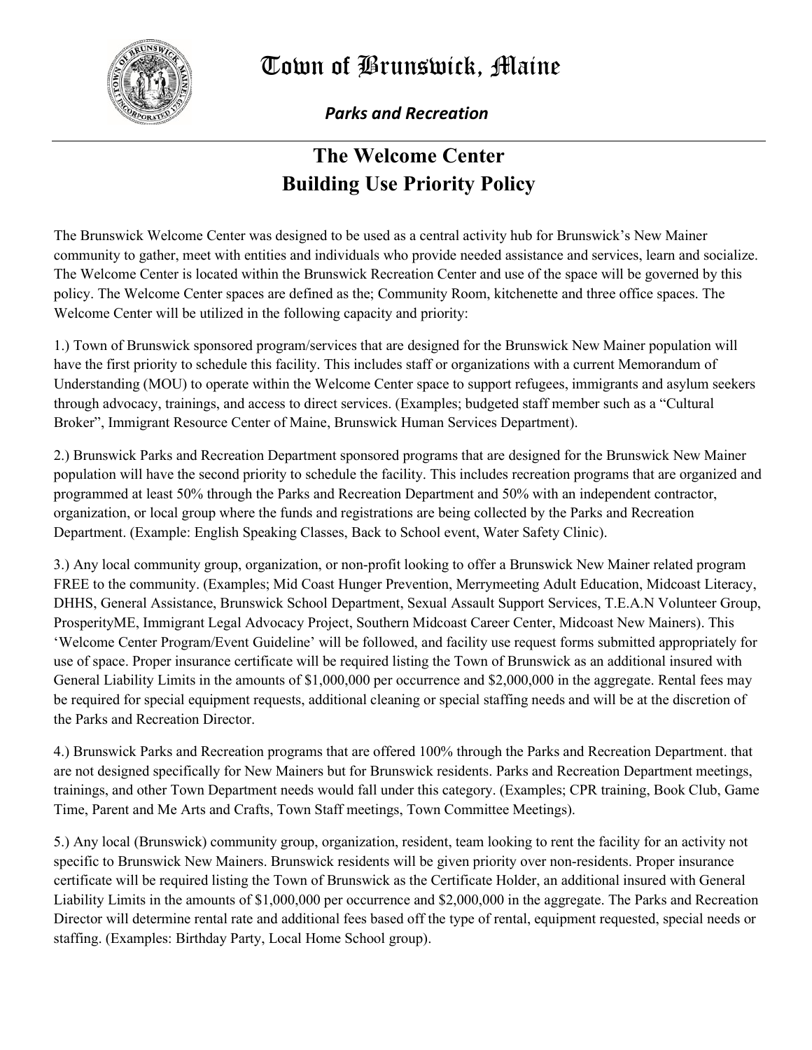# Town of Brunswick, Maine

***Parks and Recreation***

---

## The Welcome Center
## Building Use Priority Policy

The Brunswick Welcome Center was designed to be used as a central activity hub for Brunswick's New Mainer community to gather, meet with entities and individuals who provide needed assistance and services, learn and socialize. The Welcome Center is located within the Brunswick Recreation Center and use of the space will be governed by this policy. The Welcome Center spaces are defined as the; Community Room, kitchenette and three office spaces. The Welcome Center will be utilized in the following capacity and priority:

1.) Town of Brunswick sponsored program/services that are designed for the Brunswick New Mainer population will have the first priority to schedule this facility. This includes staff or organizations with a current Memorandum of Understanding (MOU) to operate within the Welcome Center space to support refugees, immigrants and asylum seekers through advocacy, trainings, and access to direct services. (Examples; budgeted staff member such as a "Cultural Broker", Immigrant Resource Center of Maine, Brunswick Human Services Department).

2.) Brunswick Parks and Recreation Department sponsored programs that are designed for the Brunswick New Mainer population will have the second priority to schedule the facility. This includes recreation programs that are organized and programmed at least 50% through the Parks and Recreation Department and 50% with an independent contractor, organization, or local group where the funds and registrations are being collected by the Parks and Recreation Department. (Example: English Speaking Classes, Back to School event, Water Safety Clinic).

3.) Any local community group, organization, or non-profit looking to offer a Brunswick New Mainer related program FREE to the community. (Examples; Mid Coast Hunger Prevention, Merrymeeting Adult Education, Midcoast Literacy, DHHS, General Assistance, Brunswick School Department, Sexual Assault Support Services, T.E.A.N Volunteer Group, ProsperityME, Immigrant Legal Advocacy Project, Southern Midcoast Career Center, Midcoast New Mainers). This 'Welcome Center Program/Event Guideline' will be followed, and facility use request forms submitted appropriately for use of space. Proper insurance certificate will be required listing the Town of Brunswick as an additional insured with General Liability Limits in the amounts of $1,000,000 per occurrence and $2,000,000 in the aggregate. Rental fees may be required for special equipment requests, additional cleaning or special staffing needs and will be at the discretion of the Parks and Recreation Director.

4.) Brunswick Parks and Recreation programs that are offered 100% through the Parks and Recreation Department. that are not designed specifically for New Mainers but for Brunswick residents. Parks and Recreation Department meetings, trainings, and other Town Department needs would fall under this category. (Examples; CPR training, Book Club, Game Time, Parent and Me Arts and Crafts, Town Staff meetings, Town Committee Meetings).

5.) Any local (Brunswick) community group, organization, resident, team looking to rent the facility for an activity not specific to Brunswick New Mainers. Brunswick residents will be given priority over non-residents. Proper insurance certificate will be required listing the Town of Brunswick as the Certificate Holder, an additional insured with General Liability Limits in the amounts of $1,000,000 per occurrence and $2,000,000 in the aggregate. The Parks and Recreation Director will determine rental rate and additional fees based off the type of rental, equipment requested, special needs or staffing. (Examples: Birthday Party, Local Home School group).